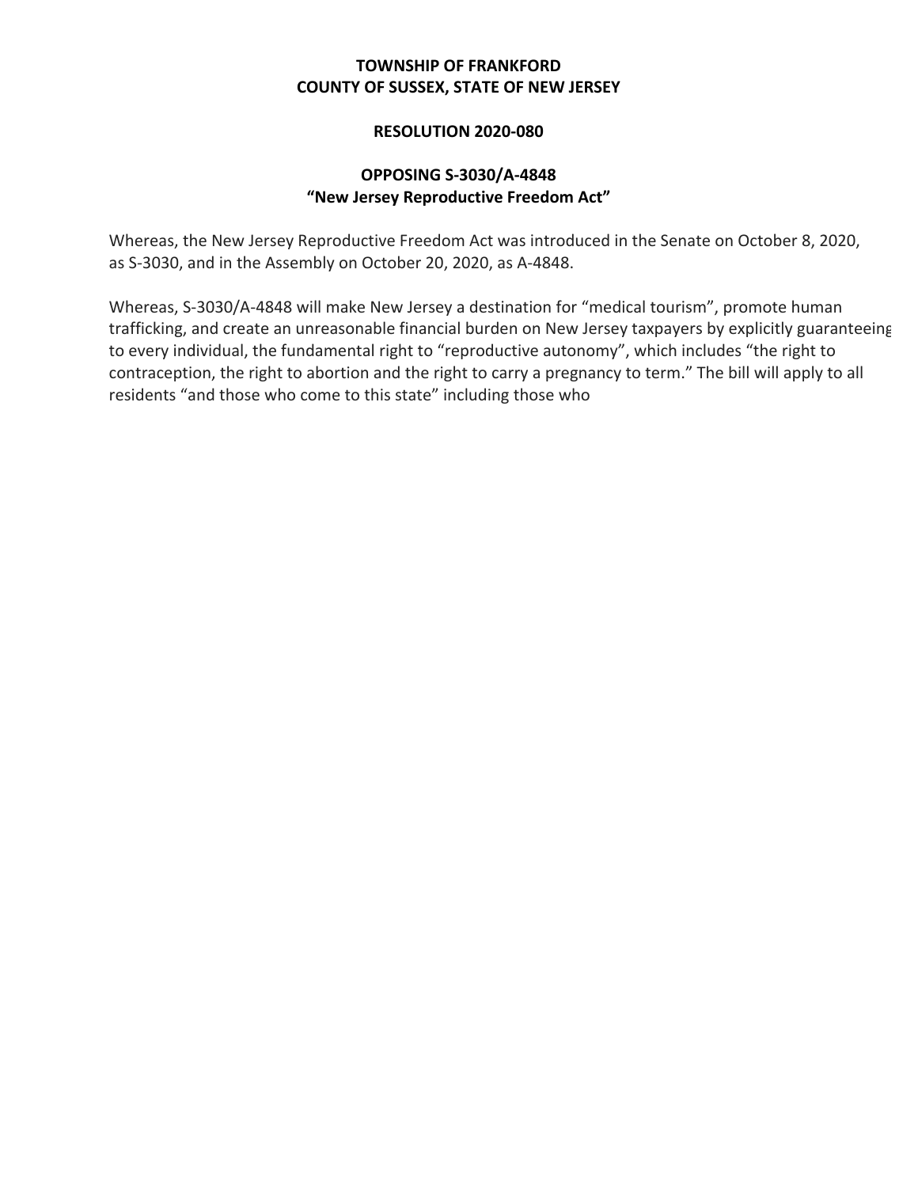**TOWNSHIP OF FRANKFORD**
**COUNTY OF SUSSEX, STATE OF NEW JERSEY**

**RESOLUTION 2020-080**

**OPPOSING S-3030/A-4848**
**"New Jersey Reproductive Freedom Act"**

Whereas, the New Jersey Reproductive Freedom Act was introduced in the Senate on October 8, 2020, as S-3030, and in the Assembly on October 20, 2020, as A-4848.

Whereas, S-3030/A-4848 will make New Jersey a destination for "medical tourism", promote human trafficking, and create an unreasonable financial burden on New Jersey taxpayers by explicitly guaranteeing to every individual, the fundamental right to "reproductive autonomy", which includes "the right to contraception, the right to abortion and the right to carry a pregnancy to term." The bill will apply to all residents "and those who come to this state" including those who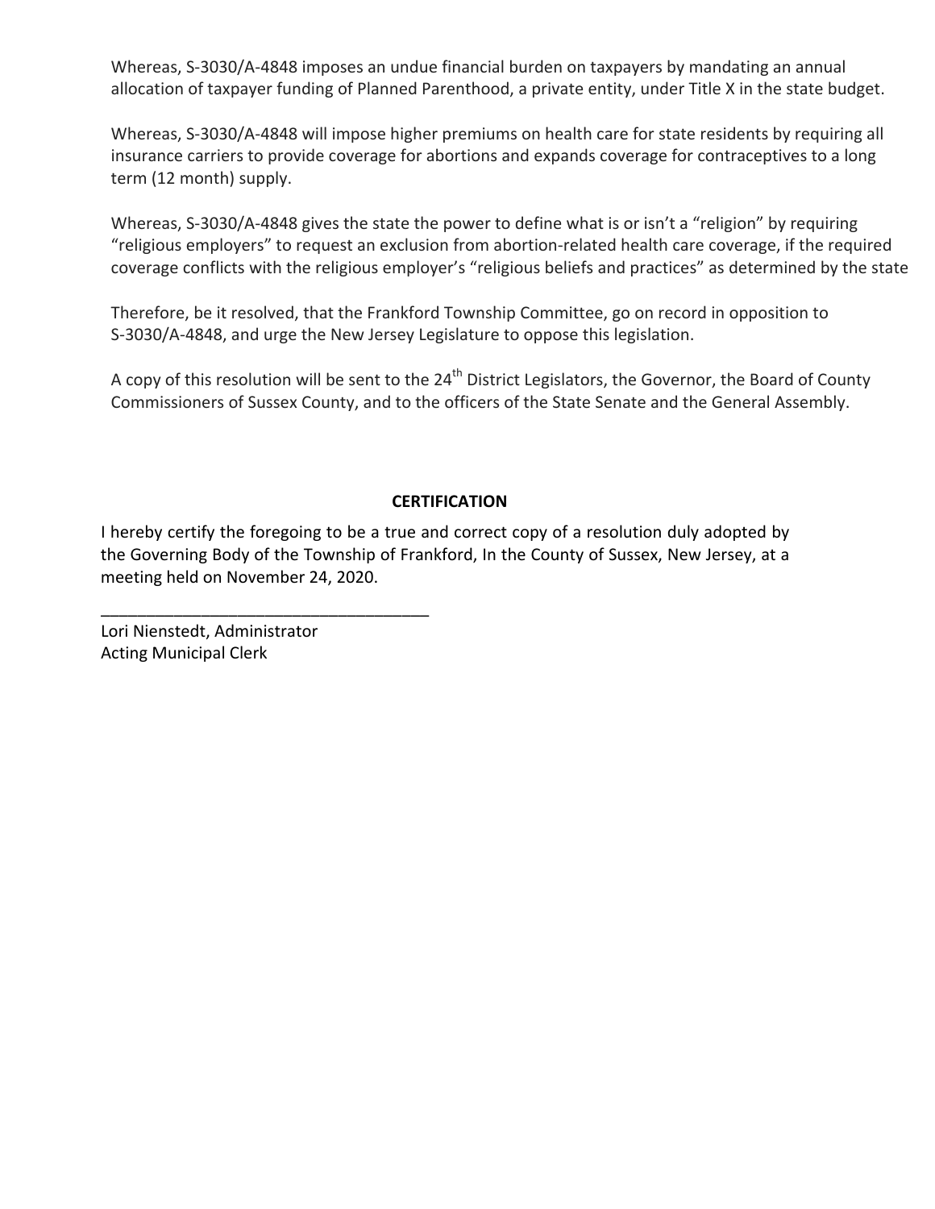Whereas, S-3030/A-4848 imposes an undue financial burden on taxpayers by mandating an annual allocation of taxpayer funding of Planned Parenthood, a private entity, under Title X in the state budget.

Whereas, S-3030/A-4848 will impose higher premiums on health care for state residents by requiring all insurance carriers to provide coverage for abortions and expands coverage for contraceptives to a long term (12 month) supply.

Whereas, S-3030/A-4848 gives the state the power to define what is or isn't a "religion" by requiring "religious employers" to request an exclusion from abortion-related health care coverage, if the required coverage conflicts with the religious employer's "religious beliefs and practices" as determined by the state

Therefore, be it resolved, that the Frankford Township Committee, go on record in opposition to S-3030/A-4848, and urge the New Jersey Legislature to oppose this legislation.

A copy of this resolution will be sent to the 24th District Legislators, the Governor, the Board of County Commissioners of Sussex County, and to the officers of the State Senate and the General Assembly.

**CERTIFICATION**

I hereby certify the foregoing to be a true and correct copy of a resolution duly adopted by the Governing Body of the Township of Frankford, In the County of Sussex, New Jersey, at a meeting held on November 24, 2020.

\_\_\_\_\_\_\_\_\_\_\_\_\_\_\_\_\_\_\_\_\_\_\_\_\_\_\_\_\_\_\_\_\_\_\_\_

Lori Nienstedt, Administrator
Acting Municipal Clerk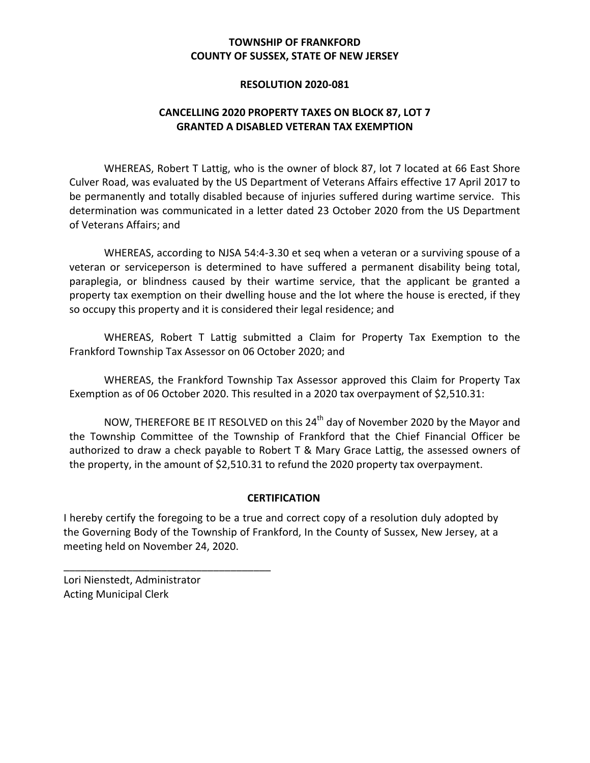**TOWNSHIP OF FRANKFORD**
**COUNTY OF SUSSEX, STATE OF NEW JERSEY**

**RESOLUTION 2020-081**

**CANCELLING 2020 PROPERTY TAXES ON BLOCK 87, LOT 7**
**GRANTED A DISABLED VETERAN TAX EXEMPTION**

WHEREAS, Robert T Lattig, who is the owner of block 87, lot 7 located at 66 East Shore Culver Road, was evaluated by the US Department of Veterans Affairs effective 17 April 2017 to be permanently and totally disabled because of injuries suffered during wartime service. This determination was communicated in a letter dated 23 October 2020 from the US Department of Veterans Affairs; and

WHEREAS, according to NJSA 54:4-3.30 et seq when a veteran or a surviving spouse of a veteran or serviceperson is determined to have suffered a permanent disability being total, paraplegia, or blindness caused by their wartime service, that the applicant be granted a property tax exemption on their dwelling house and the lot where the house is erected, if they so occupy this property and it is considered their legal residence; and

WHEREAS, Robert T Lattig submitted a Claim for Property Tax Exemption to the Frankford Township Tax Assessor on 06 October 2020; and

WHEREAS, the Frankford Township Tax Assessor approved this Claim for Property Tax Exemption as of 06 October 2020. This resulted in a 2020 tax overpayment of $2,510.31:

NOW, THEREFORE BE IT RESOLVED on this 24th day of November 2020 by the Mayor and the Township Committee of the Township of Frankford that the Chief Financial Officer be authorized to draw a check payable to Robert T & Mary Grace Lattig, the assessed owners of the property, in the amount of $2,510.31 to refund the 2020 property tax overpayment.

**CERTIFICATION**

I hereby certify the foregoing to be a true and correct copy of a resolution duly adopted by the Governing Body of the Township of Frankford, In the County of Sussex, New Jersey, at a meeting held on November 24, 2020.

\_\_\_\_\_\_\_\_\_\_\_\_\_\_\_\_\_\_\_\_\_\_\_\_\_\_\_\_\_\_\_\_\_\_\_\_

Lori Nienstedt, Administrator
Acting Municipal Clerk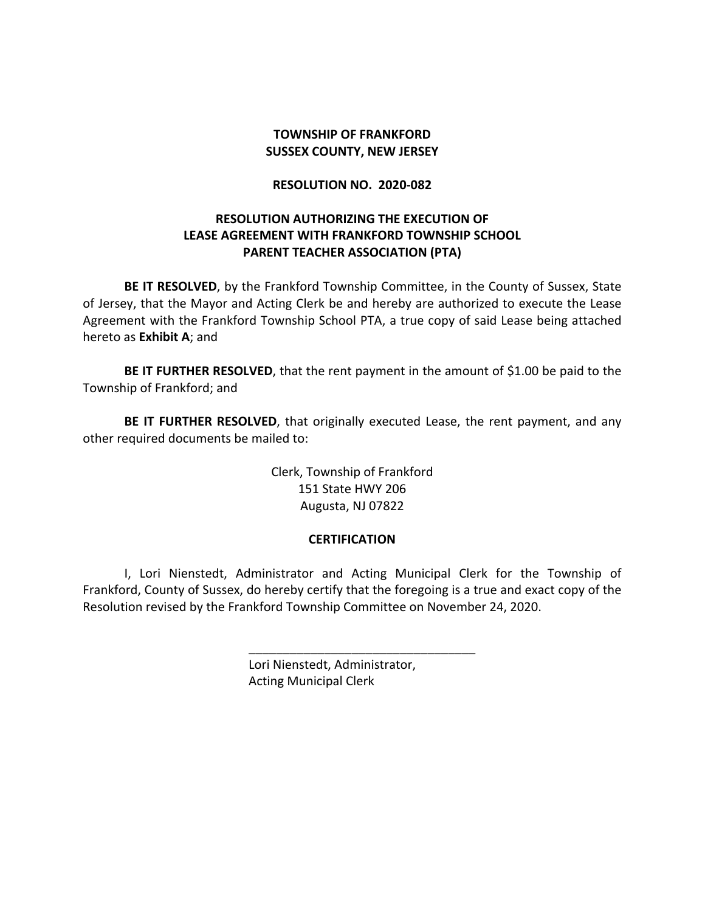**TOWNSHIP OF FRANKFORD**
**SUSSEX COUNTY, NEW JERSEY**

**RESOLUTION NO. 2020-082**

**RESOLUTION AUTHORIZING THE EXECUTION OF LEASE AGREEMENT WITH FRANKFORD TOWNSHIP SCHOOL PARENT TEACHER ASSOCIATION (PTA)**

**BE IT RESOLVED**, by the Frankford Township Committee, in the County of Sussex, State of Jersey, that the Mayor and Acting Clerk be and hereby are authorized to execute the Lease Agreement with the Frankford Township School PTA, a true copy of said Lease being attached hereto as **Exhibit A**; and

**BE IT FURTHER RESOLVED**, that the rent payment in the amount of $1.00 be paid to the Township of Frankford; and

**BE IT FURTHER RESOLVED**, that originally executed Lease, the rent payment, and any other required documents be mailed to:

Clerk, Township of Frankford
151 State HWY 206
Augusta, NJ 07822

**CERTIFICATION**

I, Lori Nienstedt, Administrator and Acting Municipal Clerk for the Township of Frankford, County of Sussex, do hereby certify that the foregoing is a true and exact copy of the Resolution revised by the Frankford Township Committee on November 24, 2020.

_________________________________
Lori Nienstedt, Administrator,
Acting Municipal Clerk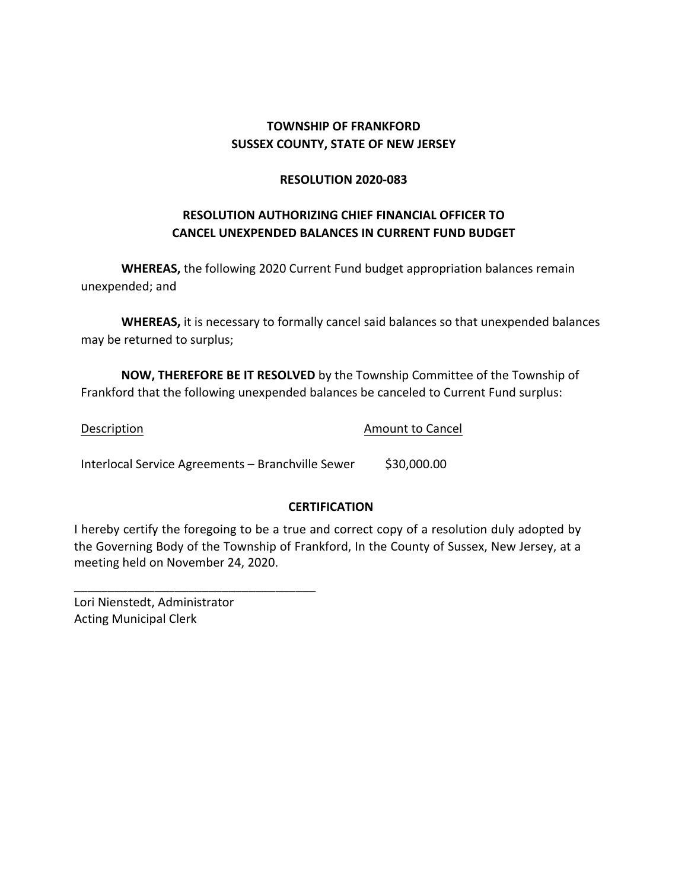**TOWNSHIP OF FRANKFORD**
**SUSSEX COUNTY, STATE OF NEW JERSEY**

**RESOLUTION 2020-083**

**RESOLUTION AUTHORIZING CHIEF FINANCIAL OFFICER TO CANCEL UNEXPENDED BALANCES IN CURRENT FUND BUDGET**

**WHEREAS,** the following 2020 Current Fund budget appropriation balances remain unexpended; and

**WHEREAS,** it is necessary to formally cancel said balances so that unexpended balances may be returned to surplus;

**NOW, THEREFORE BE IT RESOLVED** by the Township Committee of the Township of Frankford that the following unexpended balances be canceled to Current Fund surplus:

| Description | Amount to Cancel |
|---|---|
| Interlocal Service Agreements – Branchville Sewer | $30,000.00 |

**CERTIFICATION**

I hereby certify the foregoing to be a true and correct copy of a resolution duly adopted by the Governing Body of the Township of Frankford, In the County of Sussex, New Jersey, at a meeting held on November 24, 2020.

\_\_\_\_\_\_\_\_\_\_\_\_\_\_\_\_\_\_\_\_\_\_\_\_\_\_\_\_\_\_\_\_\_\_\_\_

Lori Nienstedt, Administrator
Acting Municipal Clerk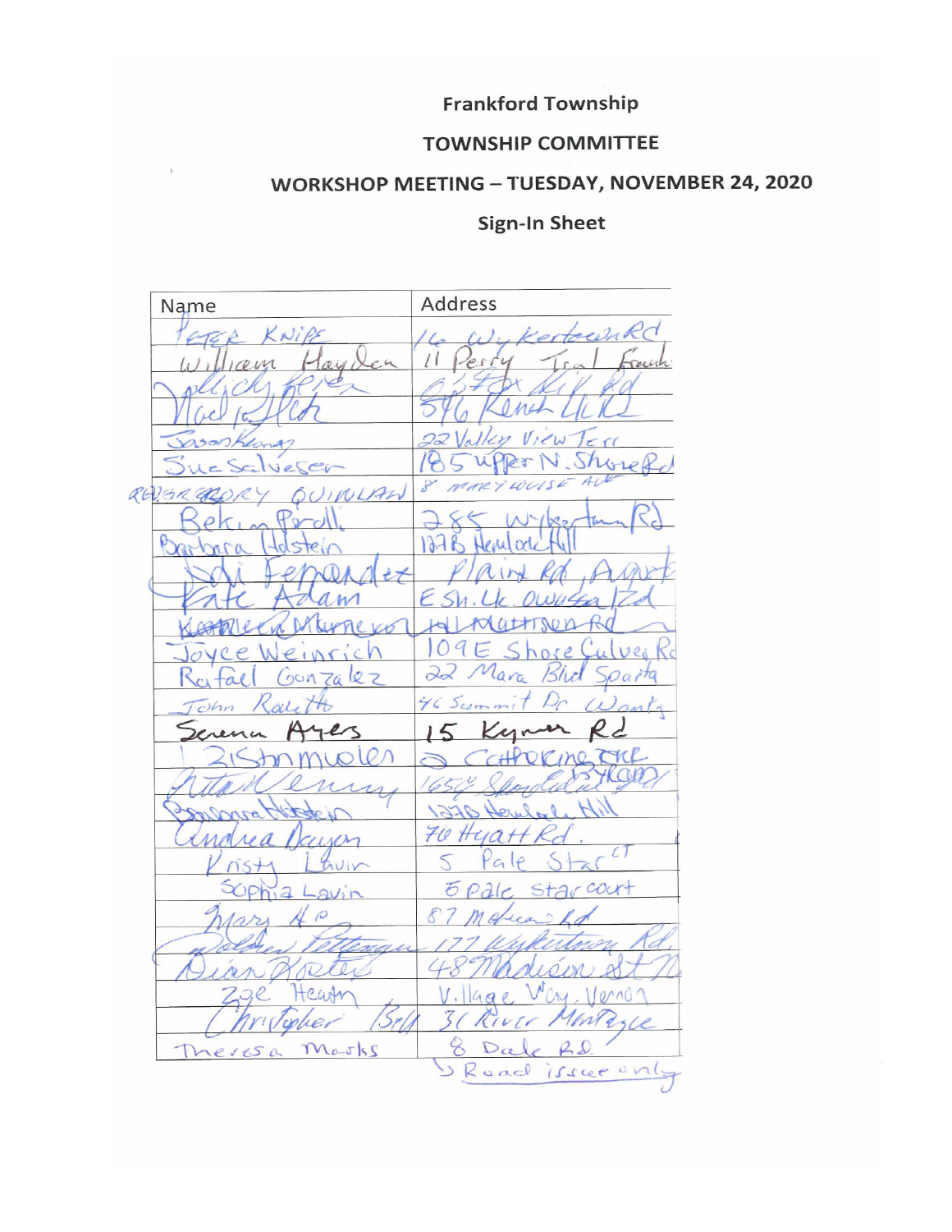**Frankford Township**

**TOWNSHIP COMMITTEE**

**WORKSHOP MEETING – TUESDAY, NOVEMBER 24, 2020**

**Sign-In Sheet**

| Name | Address |
|---|---|
| Peter Knipe | 16 Wykertown Rd |
| William Hayden | 11 Perry Trail Frank. |
| Vicky Perez | 637 Ox Kirk Rd |
| Noel Hitch | 546 Kemah Lk Rd |
| Susan Kenny | 22 Valley View Terr |
| Sue Salvesen | 185 Upper N. Shore Rd |
| Rev. Gregory Quinlan | 8 Mary Louise Ave |
| Bekim Porolli | 285 Wykertown Rd |
| Barbara Holstein | 127B Hemlock Hill |
| Yoli Fernandez | Plains Rd, Augusta |
| Kate Adam | E Sh. Lk. Owassa Rd |
| Kathleen Murnero | 41 Mattison Rd |
| Joyce Weinrich | 109 E Shore Culver Rd |
| Rafael Gonzalez | 22 Mara Blvd Sparta |
| John Ralotta | 46 Summit Dr Wantage |
| Serena Ayers | 15 Kynor Rd |
| Kristin Mueller | 2 Catherine Ave |
| Anita Mercury | 1658 Stonehedge Rd |
| Barbara Holstein | 127B Hemlock Hill |
| Andrea Dayen | 70 Hyatt Rd. |
| Kristy Lavin | 5 Pale Star Ct |
| Sophia Lavin | 5 Pale Star Court |
| Mary H P | 87 Mohican Rd |
| Walter Pettenger | 177 Wykertown Rd |
| Dian Porter | 48 Madison St N |
| Zoe Heaton | Village Way, Vernon |
| Christopher Bell | 31 River Montague |
| Theresa Marks | 8 Dale Rd. |
| | Road issue only |